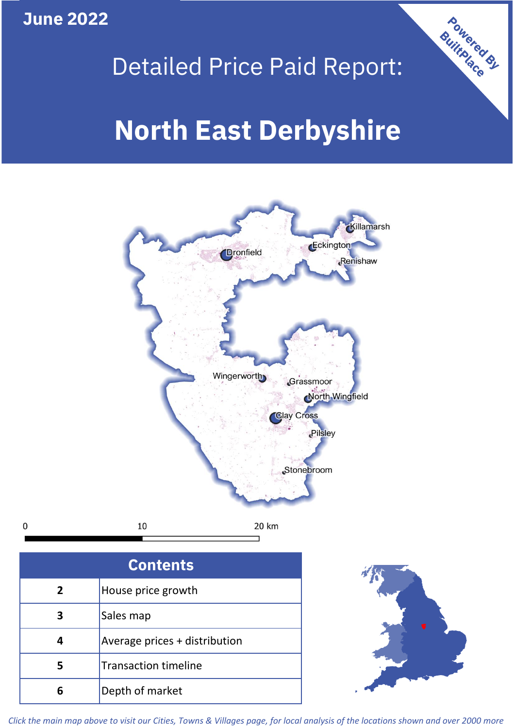June 2022

# Detailed Price Paid Report:

# North East Derbyshire

Powered By BuiltPlace

| Contents | |
|---|---|
| 2 | House price growth |
| 3 | Sales map |
| 4 | Average prices + distribution |
| 5 | Transaction timeline |
| 6 | Depth of market |

*Click the main map above to visit our Cities, Towns & Villages page, for local analysis of the locations shown and over 2000 more*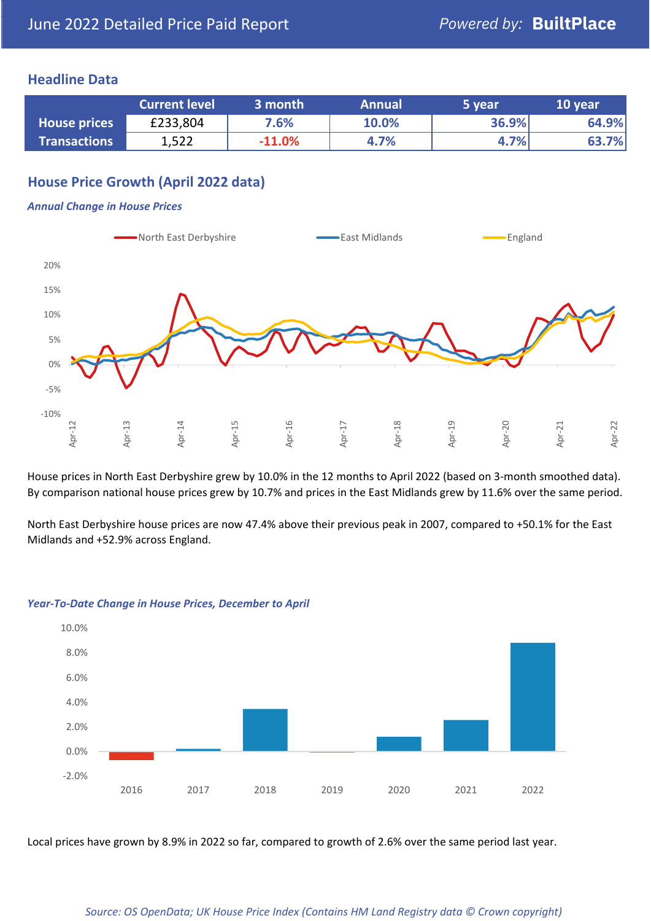# June 2022 Detailed Price Paid Report

Powered by: **BuiltPlace**

## Headline Data

| | Current level | 3 month | Annual | 5 year | 10 year |
|---|---|---|---|---|---|
| **House prices** | £233,804 | 7.6% | 10.0% | 36.9% | 64.9% |
| **Transactions** | 1,522 | -11.0% | 4.7% | 4.7% | 63.7% |

## House Price Growth (April 2022 data)

### *Annual Change in House Prices*

House prices in North East Derbyshire grew by 10.0% in the 12 months to April 2022 (based on 3-month smoothed data). By comparison national house prices grew by 10.7% and prices in the East Midlands grew by 11.6% over the same period.

North East Derbyshire house prices are now 47.4% above their previous peak in 2007, compared to +50.1% for the East Midlands and +52.9% across England.

### *Year-To-Date Change in House Prices, December to April*

Local prices have grown by 8.9% in 2022 so far, compared to growth of 2.6% over the same period last year.

*Source: OS OpenData; UK House Price Index (Contains HM Land Registry data © Crown copyright)*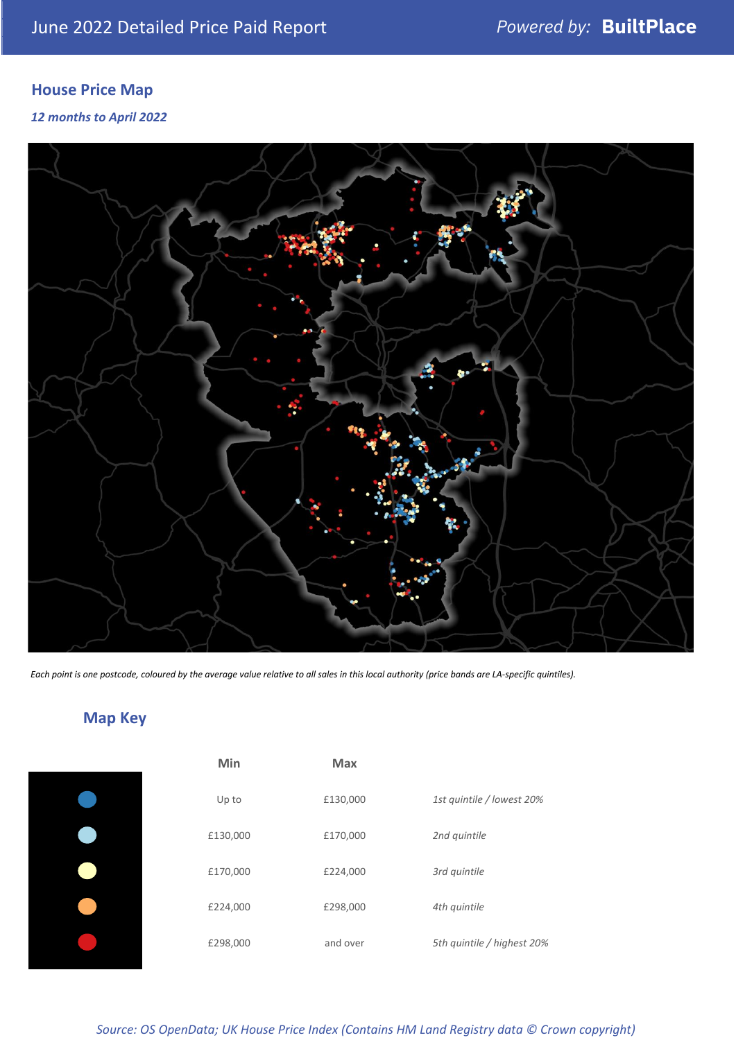# June 2022 Detailed Price Paid Report

Powered by: **BuiltPlace**

## House Price Map

*12 months to April 2022*

*Each point is one postcode, coloured by the average value relative to all sales in this local authority (price bands are LA-specific quintiles).*

## Map Key

| Min | Max | |
|---|---|---|
| Up to | £130,000 | *1st quintile / lowest 20%* |
| £130,000 | £170,000 | *2nd quintile* |
| £170,000 | £224,000 | *3rd quintile* |
| £224,000 | £298,000 | *4th quintile* |
| £298,000 | and over | *5th quintile / highest 20%* |

*Source: OS OpenData; UK House Price Index (Contains HM Land Registry data © Crown copyright)*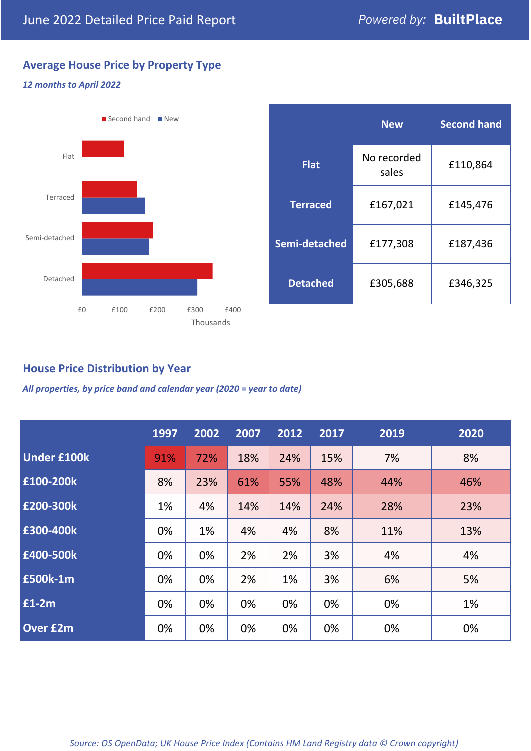# June 2022 Detailed Price Paid Report

Powered by: **BuiltPlace**

## Average House Price by Property Type

*12 months to April 2022*

Second hand | New

Flat

Terraced

Semi-detached

Detached

£0 £100 £200 £300 £400

Thousands

| | New | Second hand |
|---|---|---|
| **Flat** | No recorded sales | £110,864 |
| **Terraced** | £167,021 | £145,476 |
| **Semi-detached** | £177,308 | £187,436 |
| **Detached** | £305,688 | £346,325 |

## House Price Distribution by Year

*All properties, by price band and calendar year (2020 = year to date)*

| | 1997 | 2002 | 2007 | 2012 | 2017 | 2019 | 2020 |
|---|---|---|---|---|---|---|---|
| **Under £100k** | 91% | 72% | 18% | 24% | 15% | 7% | 8% |
| **£100-200k** | 8% | 23% | 61% | 55% | 48% | 44% | 46% |
| **£200-300k** | 1% | 4% | 14% | 14% | 24% | 28% | 23% |
| **£300-400k** | 0% | 1% | 4% | 4% | 8% | 11% | 13% |
| **£400-500k** | 0% | 0% | 2% | 2% | 3% | 4% | 4% |
| **£500k-1m** | 0% | 0% | 2% | 1% | 3% | 6% | 5% |
| **£1-2m** | 0% | 0% | 0% | 0% | 0% | 0% | 1% |
| **Over £2m** | 0% | 0% | 0% | 0% | 0% | 0% | 0% |

*Source: OS OpenData; UK House Price Index (Contains HM Land Registry data © Crown copyright)*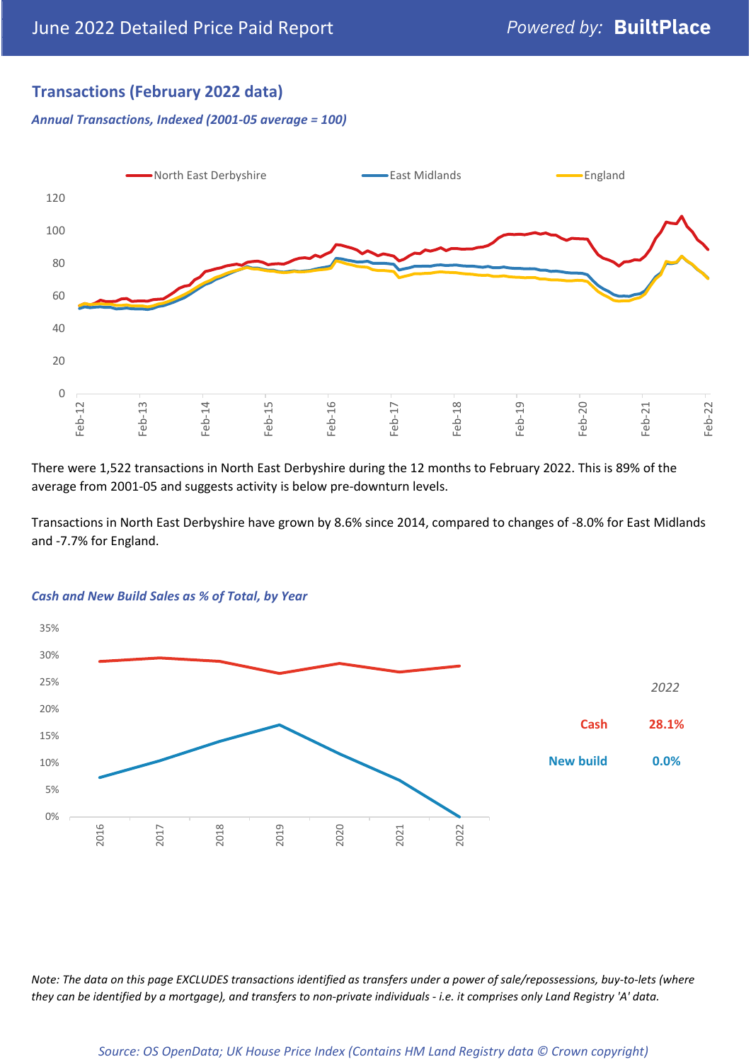## Transactions (February 2022 data)

*Annual Transactions, Indexed (2001-05 average = 100)*

North East Derbyshire | East Midlands | England

There were 1,522 transactions in North East Derbyshire during the 12 months to February 2022. This is 89% of the average from 2001-05 and suggests activity is below pre-downturn levels.

Transactions in North East Derbyshire have grown by 8.6% since 2014, compared to changes of -8.0% for East Midlands and -7.7% for England.

*Cash and New Build Sales as % of Total, by Year*

| *2022* | |
|---|---|
| Cash | 28.1% |
| New build | 0.0% |

*Note: The data on this page EXCLUDES transactions identified as transfers under a power of sale/repossessions, buy-to-lets (where they can be identified by a mortgage), and transfers to non-private individuals - i.e. it comprises only Land Registry 'A' data.*

*Source: OS OpenData; UK House Price Index (Contains HM Land Registry data © Crown copyright)*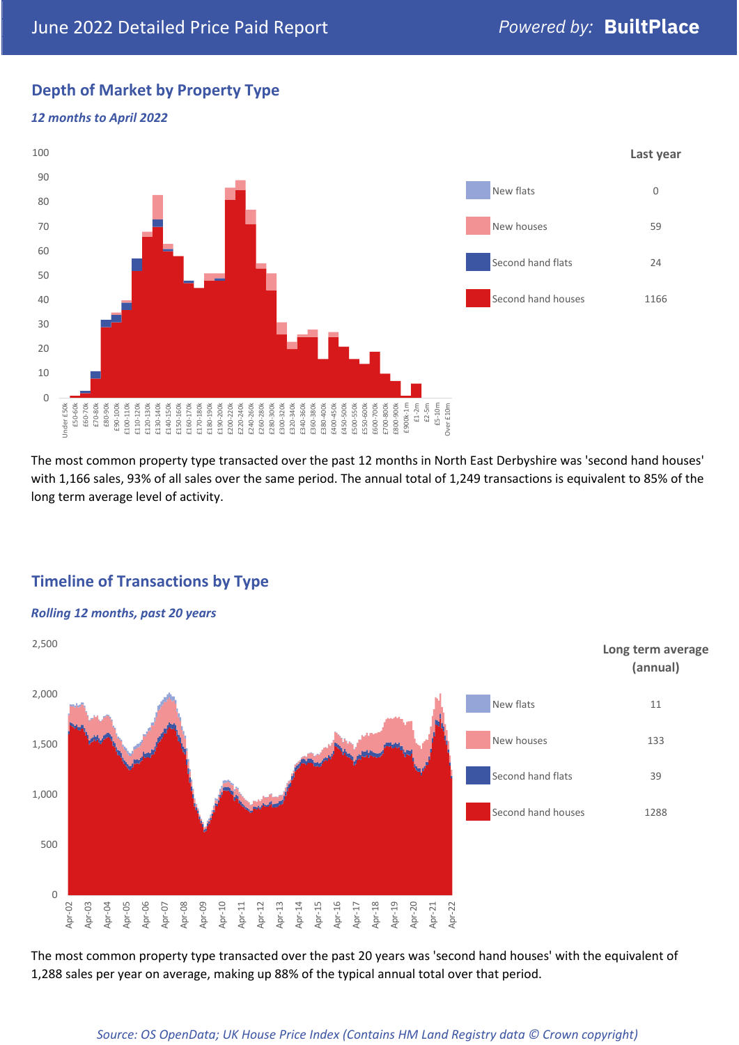June 2022 Detailed Price Paid Report

Powered by: **BuiltPlace**

## Depth of Market by Property Type

*12 months to April 2022*

100
90
80
70
60
50
40
30
20
10
0

Under £50k, £50-60k, £60-70k, £70-80k, £80-90k, £90-100k, £100-110k, £110-120k, £120-130k, £130-140k, £140-150k, £150-160k, £160-170k, £170-180k, £180-190k, £190-200k, £200-220k, £220-240k, £240-260k, £260-280k, £280-300k, £300-320k, £320-340k, £340-360k, £360-380k, £380-400k, £400-450k, £450-500k, £500-550k, £550-600k, £600-700k, £700-800k, £800-900k, £900k-1m, £1-2m, £2-5m, £5-10m, Over £10m

Last year

New flats 0
New houses 59
Second hand flats 24
Second hand houses 1166

The most common property type transacted over the past 12 months in North East Derbyshire was 'second hand houses' with 1,166 sales, 93% of all sales over the same period. The annual total of 1,249 transactions is equivalent to 85% of the long term average level of activity.

## Timeline of Transactions by Type

*Rolling 12 months, past 20 years*

2,500
2,000
1,500
1,000
500
0

Apr-02, Apr-03, Apr-04, Apr-05, Apr-06, Apr-07, Apr-08, Apr-09, Apr-10, Apr-11, Apr-12, Apr-13, Apr-14, Apr-15, Apr-16, Apr-17, Apr-18, Apr-19, Apr-20, Apr-21, Apr-22

Long term average (annual)

New flats 11
New houses 133
Second hand flats 39
Second hand houses 1288

The most common property type transacted over the past 20 years was 'second hand houses' with the equivalent of 1,288 sales per year on average, making up 88% of the typical annual total over that period.

*Source: OS OpenData; UK House Price Index (Contains HM Land Registry data © Crown copyright)*